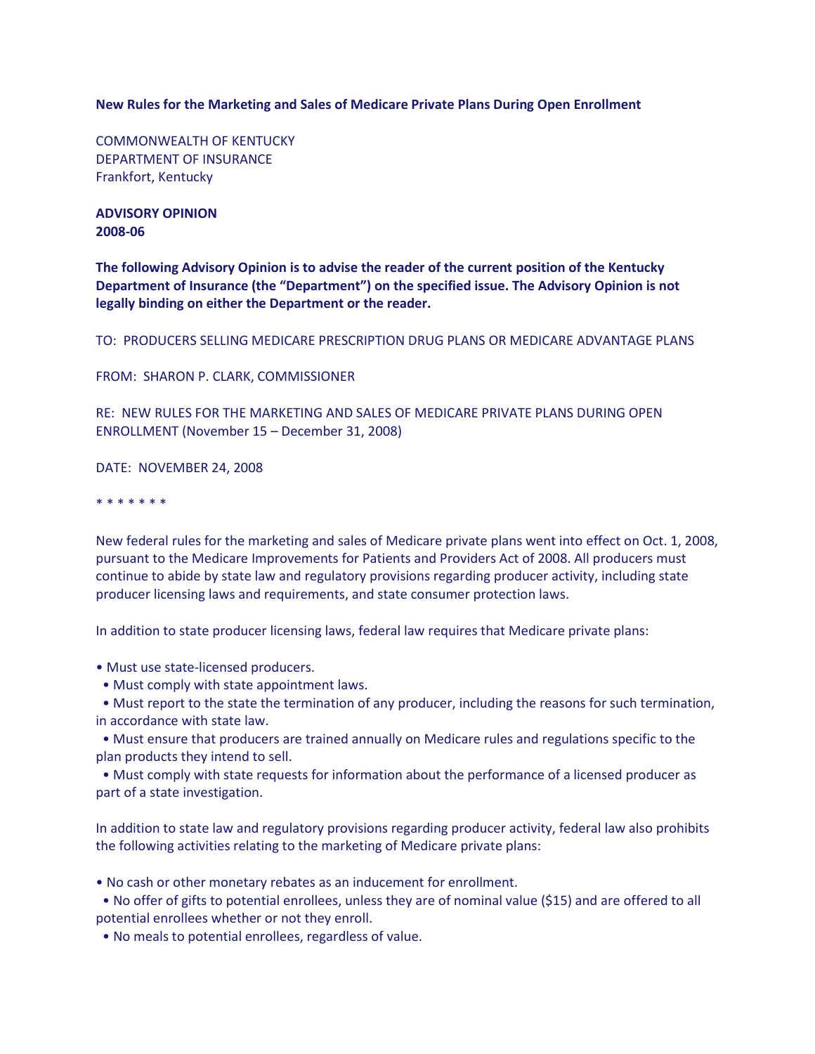**New Rules for the Marketing and Sales of Medicare Private Plans During Open Enrollment**

COMMONWEALTH OF KENTUCKY
DEPARTMENT OF INSURANCE
Frankfort, Kentucky

**ADVISORY OPINION**
**2008-06**

**The following Advisory Opinion is to advise the reader of the current position of the Kentucky Department of Insurance (the "Department") on the specified issue. The Advisory Opinion is not legally binding on either the Department or the reader.**

TO: PRODUCERS SELLING MEDICARE PRESCRIPTION DRUG PLANS OR MEDICARE ADVANTAGE PLANS

FROM: SHARON P. CLARK, COMMISSIONER

RE: NEW RULES FOR THE MARKETING AND SALES OF MEDICARE PRIVATE PLANS DURING OPEN ENROLLMENT (November 15 – December 31, 2008)

DATE: NOVEMBER 24, 2008

* * * * * * *

New federal rules for the marketing and sales of Medicare private plans went into effect on Oct. 1, 2008, pursuant to the Medicare Improvements for Patients and Providers Act of 2008. All producers must continue to abide by state law and regulatory provisions regarding producer activity, including state producer licensing laws and requirements, and state consumer protection laws.

In addition to state producer licensing laws, federal law requires that Medicare private plans:

- Must use state-licensed producers.
- Must comply with state appointment laws.
- Must report to the state the termination of any producer, including the reasons for such termination, in accordance with state law.
- Must ensure that producers are trained annually on Medicare rules and regulations specific to the plan products they intend to sell.
- Must comply with state requests for information about the performance of a licensed producer as part of a state investigation.

In addition to state law and regulatory provisions regarding producer activity, federal law also prohibits the following activities relating to the marketing of Medicare private plans:

- No cash or other monetary rebates as an inducement for enrollment.
- No offer of gifts to potential enrollees, unless they are of nominal value ($15) and are offered to all potential enrollees whether or not they enroll.
- No meals to potential enrollees, regardless of value.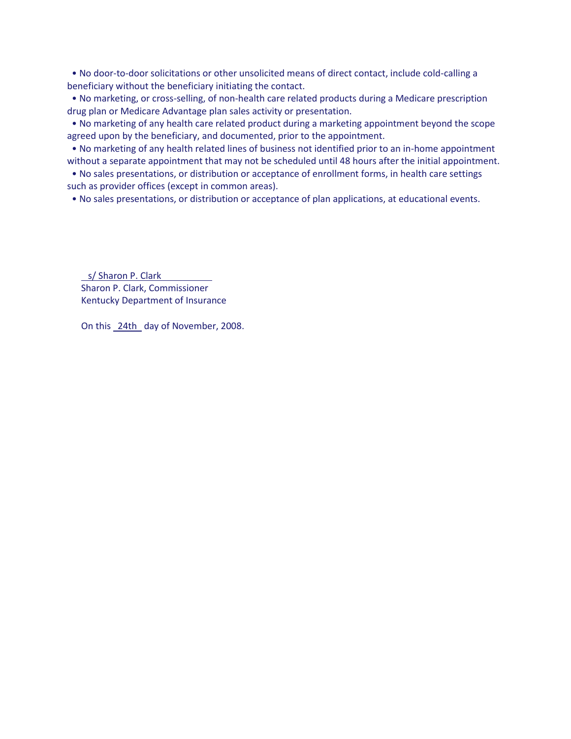- No door-to-door solicitations or other unsolicited means of direct contact, include cold-calling a beneficiary without the beneficiary initiating the contact.
- No marketing, or cross-selling, of non-health care related products during a Medicare prescription drug plan or Medicare Advantage plan sales activity or presentation.
- No marketing of any health care related product during a marketing appointment beyond the scope agreed upon by the beneficiary, and documented, prior to the appointment.
- No marketing of any health related lines of business not identified prior to an in-home appointment without a separate appointment that may not be scheduled until 48 hours after the initial appointment.
- No sales presentations, or distribution or acceptance of enrollment forms, in health care settings such as provider offices (except in common areas).
- No sales presentations, or distribution or acceptance of plan applications, at educational events.

s/ Sharon P. Clark
Sharon P. Clark, Commissioner
Kentucky Department of Insurance

On this 24th day of November, 2008.